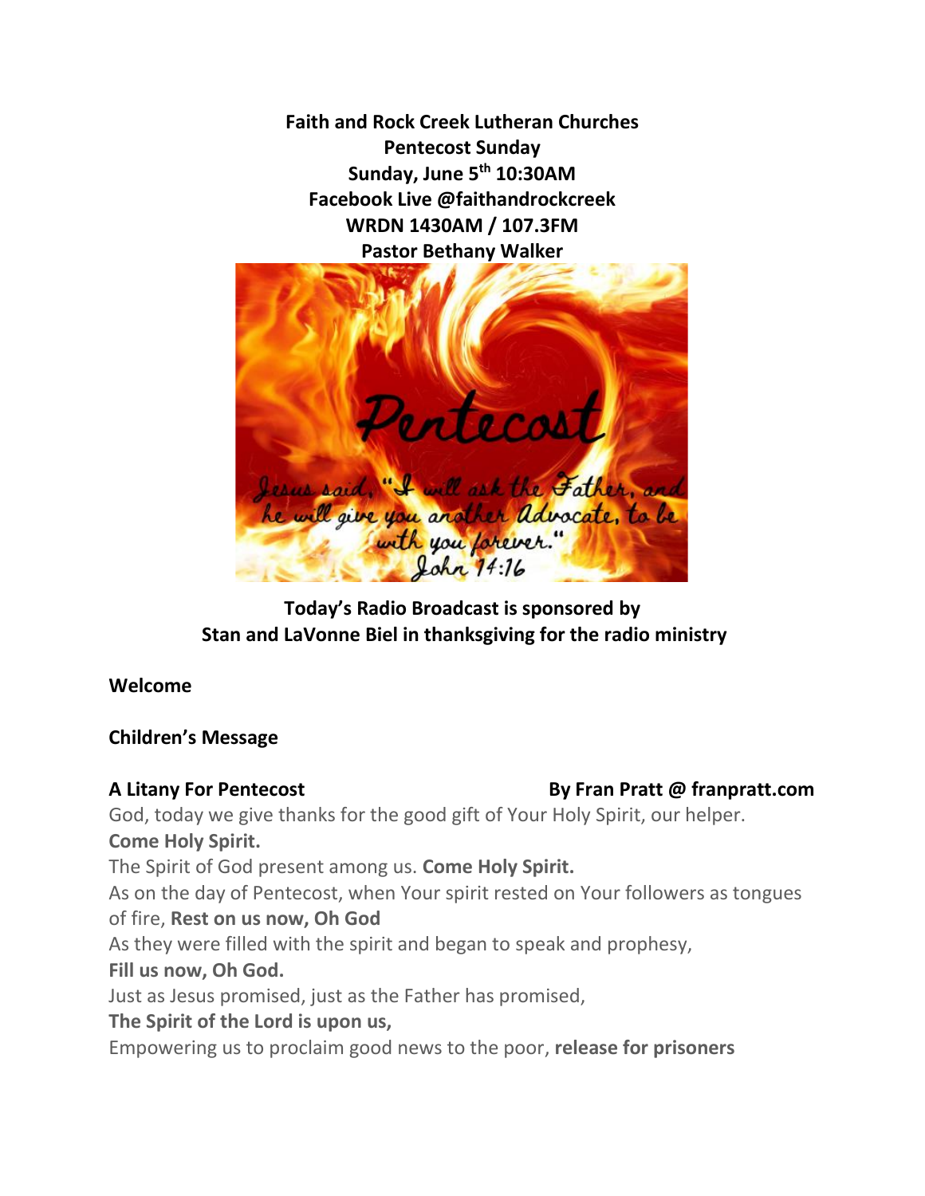**Faith and Rock Creek Lutheran Churches**
**Pentecost Sunday**
**Sunday, June 5th 10:30AM**
**Facebook Live @faithandrockcreek**
**WRDN 1430AM / 107.3FM**
**Pastor Bethany Walker**

**Today's Radio Broadcast is sponsored by Stan and LaVonne Biel in thanksgiving for the radio ministry**

**Welcome**

**Children's Message**

**A Litany For Pentecost** **By Fran Pratt @ franpratt.com**

God, today we give thanks for the good gift of Your Holy Spirit, our helper.
**Come Holy Spirit.**
The Spirit of God present among us. **Come Holy Spirit.**
As on the day of Pentecost, when Your spirit rested on Your followers as tongues of fire, **Rest on us now, Oh God**
As they were filled with the spirit and began to speak and prophesy,
**Fill us now, Oh God.**
Just as Jesus promised, just as the Father has promised,
**The Spirit of the Lord is upon us,**
Empowering us to proclaim good news to the poor, **release for prisoners**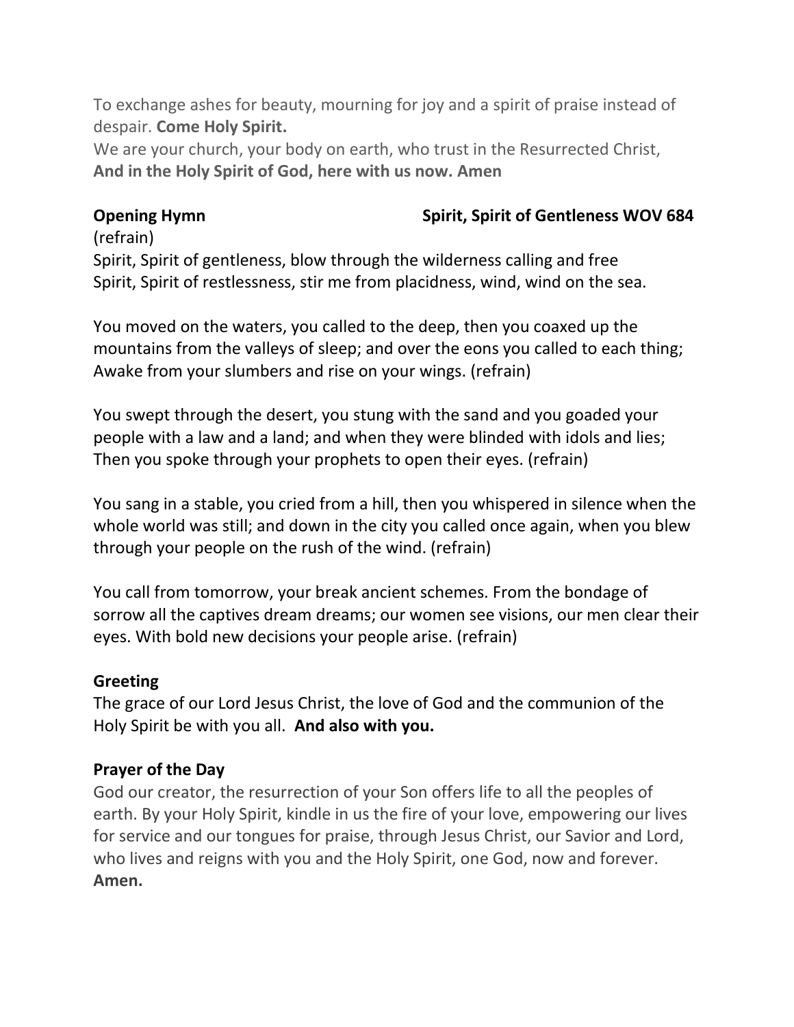To exchange ashes for beauty, mourning for joy and a spirit of praise instead of despair. **Come Holy Spirit.**
We are your church, your body on earth, who trust in the Resurrected Christ,
**And in the Holy Spirit of God, here with us now. Amen**

**Opening Hymn** **Spirit, Spirit of Gentleness WOV 684**

(refrain)
Spirit, Spirit of gentleness, blow through the wilderness calling and free
Spirit, Spirit of restlessness, stir me from placidness, wind, wind on the sea.

You moved on the waters, you called to the deep, then you coaxed up the mountains from the valleys of sleep; and over the eons you called to each thing; Awake from your slumbers and rise on your wings. (refrain)

You swept through the desert, you stung with the sand and you goaded your people with a law and a land; and when they were blinded with idols and lies; Then you spoke through your prophets to open their eyes. (refrain)

You sang in a stable, you cried from a hill, then you whispered in silence when the whole world was still; and down in the city you called once again, when you blew through your people on the rush of the wind. (refrain)

You call from tomorrow, your break ancient schemes. From the bondage of sorrow all the captives dream dreams; our women see visions, our men clear their eyes. With bold new decisions your people arise. (refrain)

**Greeting**
The grace of our Lord Jesus Christ, the love of God and the communion of the Holy Spirit be with you all. **And also with you.**

**Prayer of the Day**
God our creator, the resurrection of your Son offers life to all the peoples of earth. By your Holy Spirit, kindle in us the fire of your love, empowering our lives for service and our tongues for praise, through Jesus Christ, our Savior and Lord, who lives and reigns with you and the Holy Spirit, one God, now and forever.
**Amen.**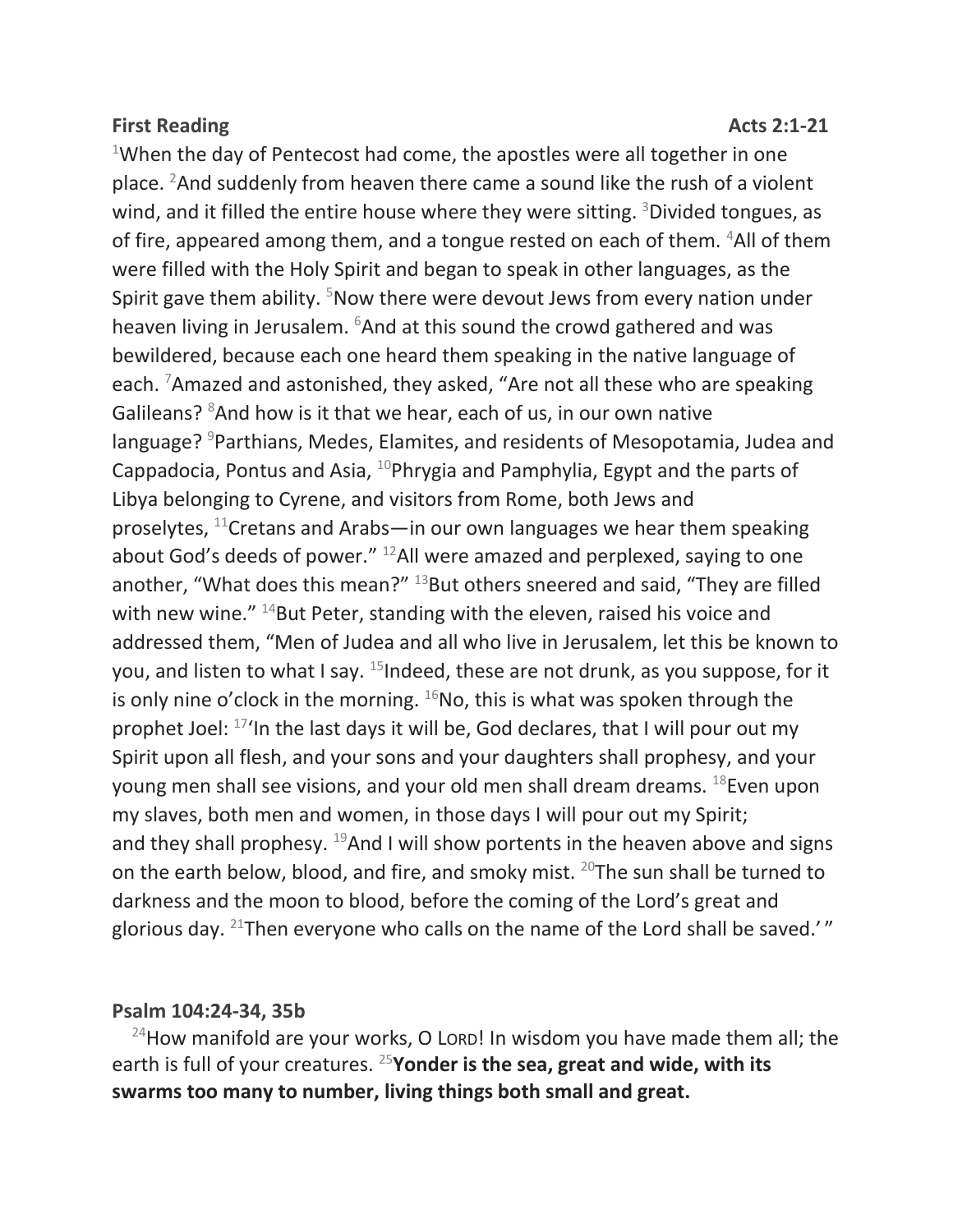**First Reading** **Acts 2:1-21**

[1]When the day of Pentecost had come, the apostles were all together in one place. [2]And suddenly from heaven there came a sound like the rush of a violent wind, and it filled the entire house where they were sitting. [3]Divided tongues, as of fire, appeared among them, and a tongue rested on each of them. [4]All of them were filled with the Holy Spirit and began to speak in other languages, as the Spirit gave them ability. [5]Now there were devout Jews from every nation under heaven living in Jerusalem. [6]And at this sound the crowd gathered and was bewildered, because each one heard them speaking in the native language of each. [7]Amazed and astonished, they asked, "Are not all these who are speaking Galileans? [8]And how is it that we hear, each of us, in our own native language? [9]Parthians, Medes, Elamites, and residents of Mesopotamia, Judea and Cappadocia, Pontus and Asia, [10]Phrygia and Pamphylia, Egypt and the parts of Libya belonging to Cyrene, and visitors from Rome, both Jews and proselytes, [11]Cretans and Arabs—in our own languages we hear them speaking about God's deeds of power." [12]All were amazed and perplexed, saying to one another, "What does this mean?" [13]But others sneered and said, "They are filled with new wine." [14]But Peter, standing with the eleven, raised his voice and addressed them, "Men of Judea and all who live in Jerusalem, let this be known to you, and listen to what I say. [15]Indeed, these are not drunk, as you suppose, for it is only nine o'clock in the morning. [16]No, this is what was spoken through the prophet Joel: [17]'In the last days it will be, God declares, that I will pour out my Spirit upon all flesh, and your sons and your daughters shall prophesy, and your young men shall see visions, and your old men shall dream dreams. [18]Even upon my slaves, both men and women, in those days I will pour out my Spirit; and they shall prophesy. [19]And I will show portents in the heaven above and signs on the earth below, blood, and fire, and smoky mist. [20]The sun shall be turned to darkness and the moon to blood, before the coming of the Lord's great and glorious day. [21]Then everyone who calls on the name of the Lord shall be saved.' "

**Psalm 104:24-34, 35b**

[24]How manifold are your works, O LORD! In wisdom you have made them all; the earth is full of your creatures. [25]**Yonder is the sea, great and wide, with its swarms too many to number, living things both small and great.**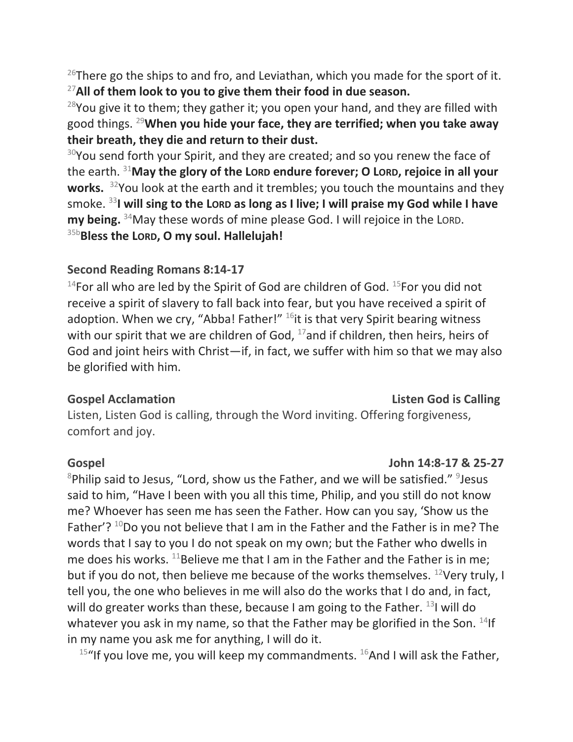[26]There go the ships to and fro, and Leviathan, which you made for the sport of it. [27]**All of them look to you to give them their food in due season.**

[28]You give it to them; they gather it; you open your hand, and they are filled with good things. [29]**When you hide your face, they are terrified; when you take away their breath, they die and return to their dust.**

[30]You send forth your Spirit, and they are created; and so you renew the face of the earth. [31]**May the glory of the LORD endure forever; O LORD, rejoice in all your works.** [32]You look at the earth and it trembles; you touch the mountains and they smoke. [33]**I will sing to the LORD as long as I live; I will praise my God while I have my being.** [34]May these words of mine please God. I will rejoice in the LORD.

[35b]**Bless the LORD, O my soul. Hallelujah!**

**Second Reading Romans 8:14-17**

[14]For all who are led by the Spirit of God are children of God. [15]For you did not receive a spirit of slavery to fall back into fear, but you have received a spirit of adoption. When we cry, "Abba! Father!" [16]it is that very Spirit bearing witness with our spirit that we are children of God, [17]and if children, then heirs, heirs of God and joint heirs with Christ—if, in fact, we suffer with him so that we may also be glorified with him.

**Gospel Acclamation** **Listen God is Calling**

Listen, Listen God is calling, through the Word inviting. Offering forgiveness, comfort and joy.

**Gospel** **John 14:8-17 & 25-27**

[8]Philip said to Jesus, "Lord, show us the Father, and we will be satisfied." [9]Jesus said to him, "Have I been with you all this time, Philip, and you still do not know me? Whoever has seen me has seen the Father. How can you say, 'Show us the Father'? [10]Do you not believe that I am in the Father and the Father is in me? The words that I say to you I do not speak on my own; but the Father who dwells in me does his works. [11]Believe me that I am in the Father and the Father is in me; but if you do not, then believe me because of the works themselves. [12]Very truly, I tell you, the one who believes in me will also do the works that I do and, in fact, will do greater works than these, because I am going to the Father. [13]I will do whatever you ask in my name, so that the Father may be glorified in the Son. [14]If in my name you ask me for anything, I will do it.

[15]"If you love me, you will keep my commandments. [16]And I will ask the Father,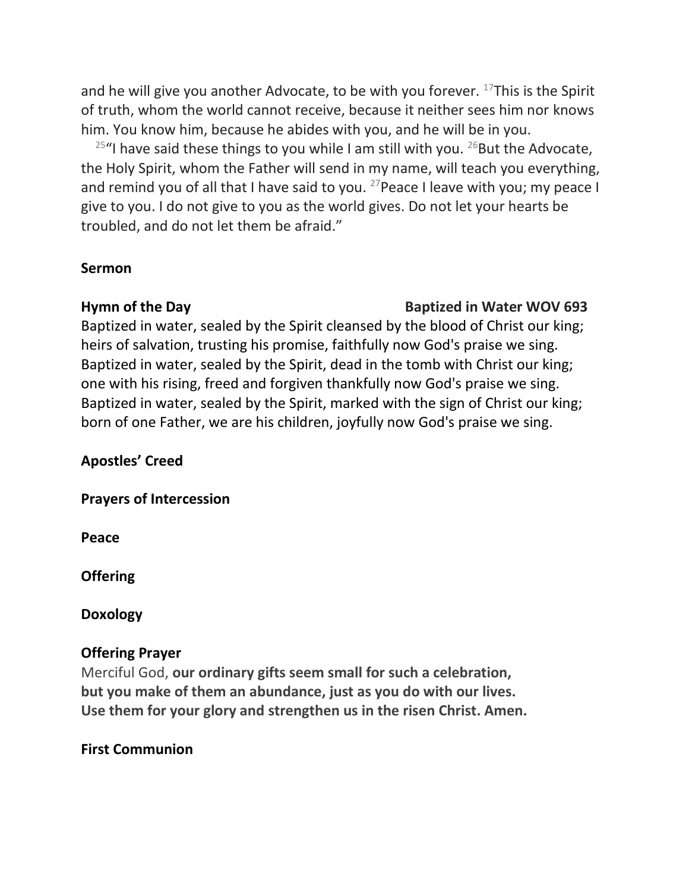and he will give you another Advocate, to be with you forever. [17]This is the Spirit of truth, whom the world cannot receive, because it neither sees him nor knows him. You know him, because he abides with you, and he will be in you.

[25]"I have said these things to you while I am still with you. [26]But the Advocate, the Holy Spirit, whom the Father will send in my name, will teach you everything, and remind you of all that I have said to you. [27]Peace I leave with you; my peace I give to you. I do not give to you as the world gives. Do not let your hearts be troubled, and do not let them be afraid."

**Sermon**

**Hymn of the Day** **Baptized in Water WOV 693**

Baptized in water, sealed by the Spirit cleansed by the blood of Christ our king;
heirs of salvation, trusting his promise, faithfully now God's praise we sing.
Baptized in water, sealed by the Spirit, dead in the tomb with Christ our king;
one with his rising, freed and forgiven thankfully now God's praise we sing.
Baptized in water, sealed by the Spirit, marked with the sign of Christ our king;
born of one Father, we are his children, joyfully now God's praise we sing.

**Apostles' Creed**

**Prayers of Intercession**

**Peace**

**Offering**

**Doxology**

**Offering Prayer**

Merciful God, **our ordinary gifts seem small for such a celebration,**
**but you make of them an abundance, just as you do with our lives.**
**Use them for your glory and strengthen us in the risen Christ. Amen.**

**First Communion**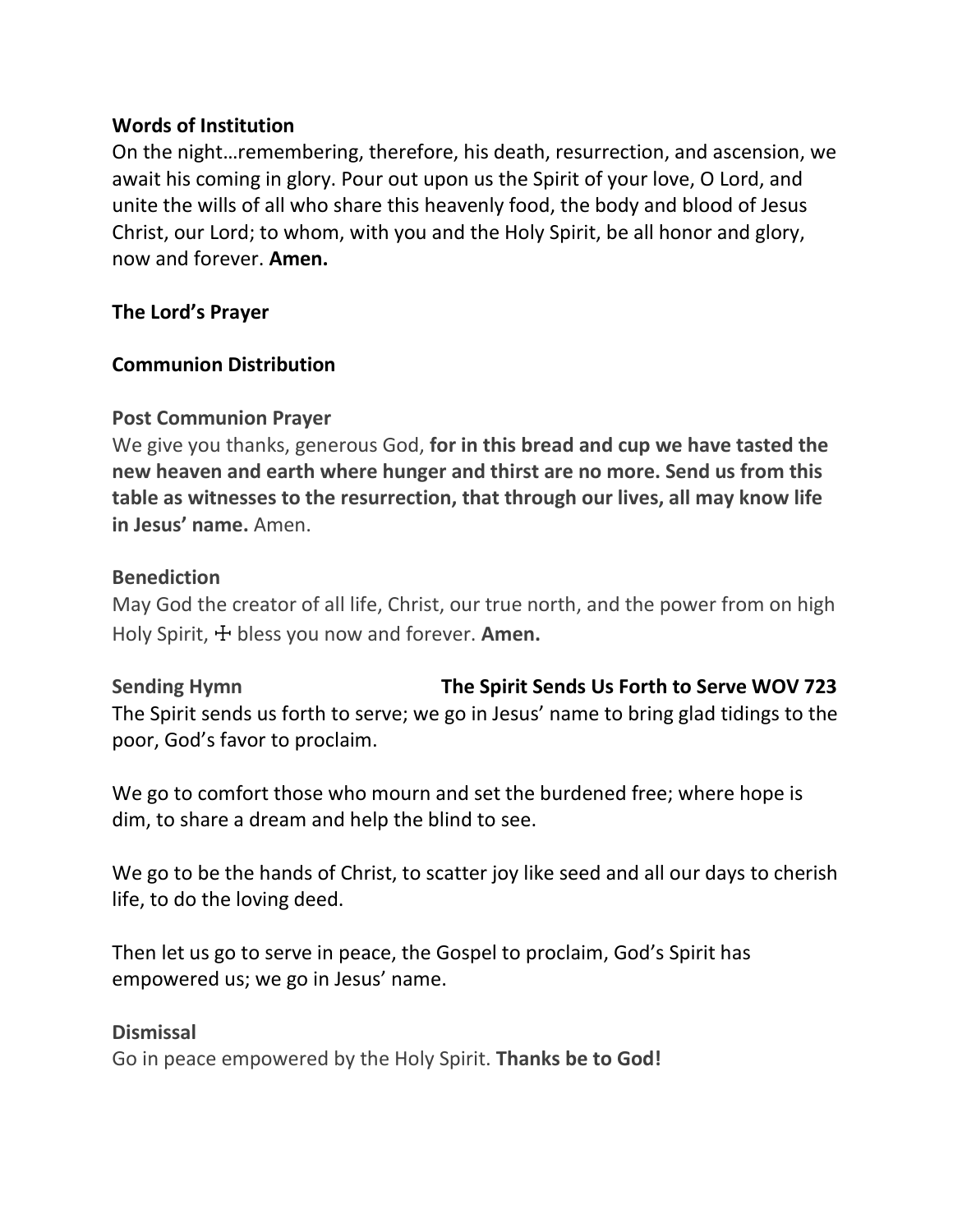**Words of Institution**

On the night…remembering, therefore, his death, resurrection, and ascension, we await his coming in glory. Pour out upon us the Spirit of your love, O Lord, and unite the wills of all who share this heavenly food, the body and blood of Jesus Christ, our Lord; to whom, with you and the Holy Spirit, be all honor and glory, now and forever. **Amen.**

**The Lord's Prayer**

**Communion Distribution**

**Post Communion Prayer**

We give you thanks, generous God, **for in this bread and cup we have tasted the new heaven and earth where hunger and thirst are no more. Send us from this table as witnesses to the resurrection, that through our lives, all may know life in Jesus' name.** Amen.

**Benediction**

May God the creator of all life, Christ, our true north, and the power from on high Holy Spirit, ☩ bless you now and forever. **Amen.**

**Sending Hymn** **The Spirit Sends Us Forth to Serve WOV 723**

The Spirit sends us forth to serve; we go in Jesus' name to bring glad tidings to the poor, God's favor to proclaim.

We go to comfort those who mourn and set the burdened free; where hope is dim, to share a dream and help the blind to see.

We go to be the hands of Christ, to scatter joy like seed and all our days to cherish life, to do the loving deed.

Then let us go to serve in peace, the Gospel to proclaim, God's Spirit has empowered us; we go in Jesus' name.

**Dismissal**

Go in peace empowered by the Holy Spirit. **Thanks be to God!**